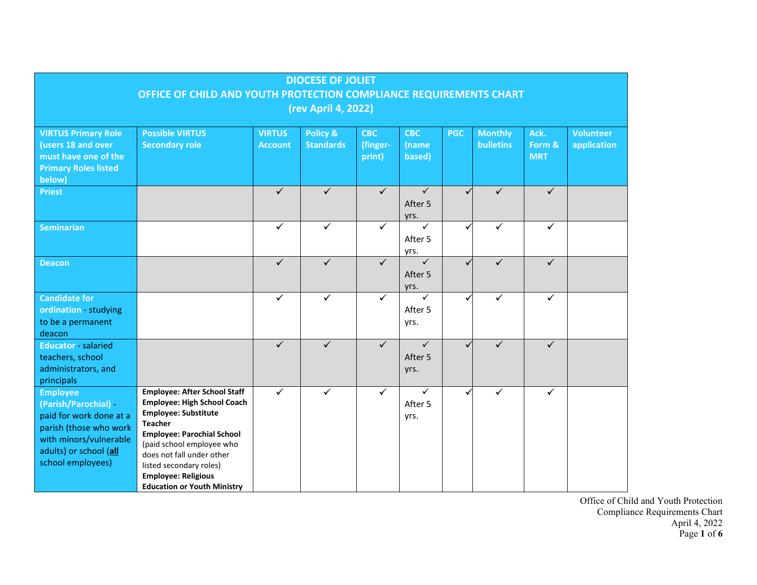# DIOCESE OF JOLIET
## OFFICE OF CHILD AND YOUTH PROTECTION COMPLIANCE REQUIREMENTS CHART
### (rev April 4, 2022)

| VIRTUS Primary Role (users 18 and over must have one of the Primary Roles listed below) | Possible VIRTUS Secondary role | VIRTUS Account | Policy & Standards | CBC (finger-print) | CBC (name based) | PGC | Monthly bulletins | Ack. Form & MRT | Volunteer application |
|---|---|---|---|---|---|---|---|---|---|
| **Priest** | | ✓ | ✓ | ✓ | ✓ After 5 yrs. | ✓ | ✓ | ✓ | |
| **Seminarian** | | ✓ | ✓ | ✓ | ✓ After 5 yrs. | ✓ | ✓ | ✓ | |
| **Deacon** | | ✓ | ✓ | ✓ | ✓ After 5 yrs. | ✓ | ✓ | ✓ | |
| **Candidate for ordination** - studying to be a permanent deacon | | ✓ | ✓ | ✓ | ✓ After 5 yrs. | ✓ | ✓ | ✓ | |
| **Educator** - salaried teachers, school administrators, and principals | | ✓ | ✓ | ✓ | ✓ After 5 yrs. | ✓ | ✓ | ✓ | |
| **Employee (Parish/Parochial)** - paid for work done at a parish (those who work with minors/vulnerable adults) or school (**all** school employees) | **Employee: After School Staff**<br>**Employee: High School Coach**<br>**Employee: Substitute Teacher**<br>**Employee: Parochial School** (paid school employee who does not fall under other listed secondary roles)<br>**Employee: Religious Education or Youth Ministry** | ✓ | ✓ | ✓ | ✓ After 5 yrs. | ✓ | ✓ | ✓ | |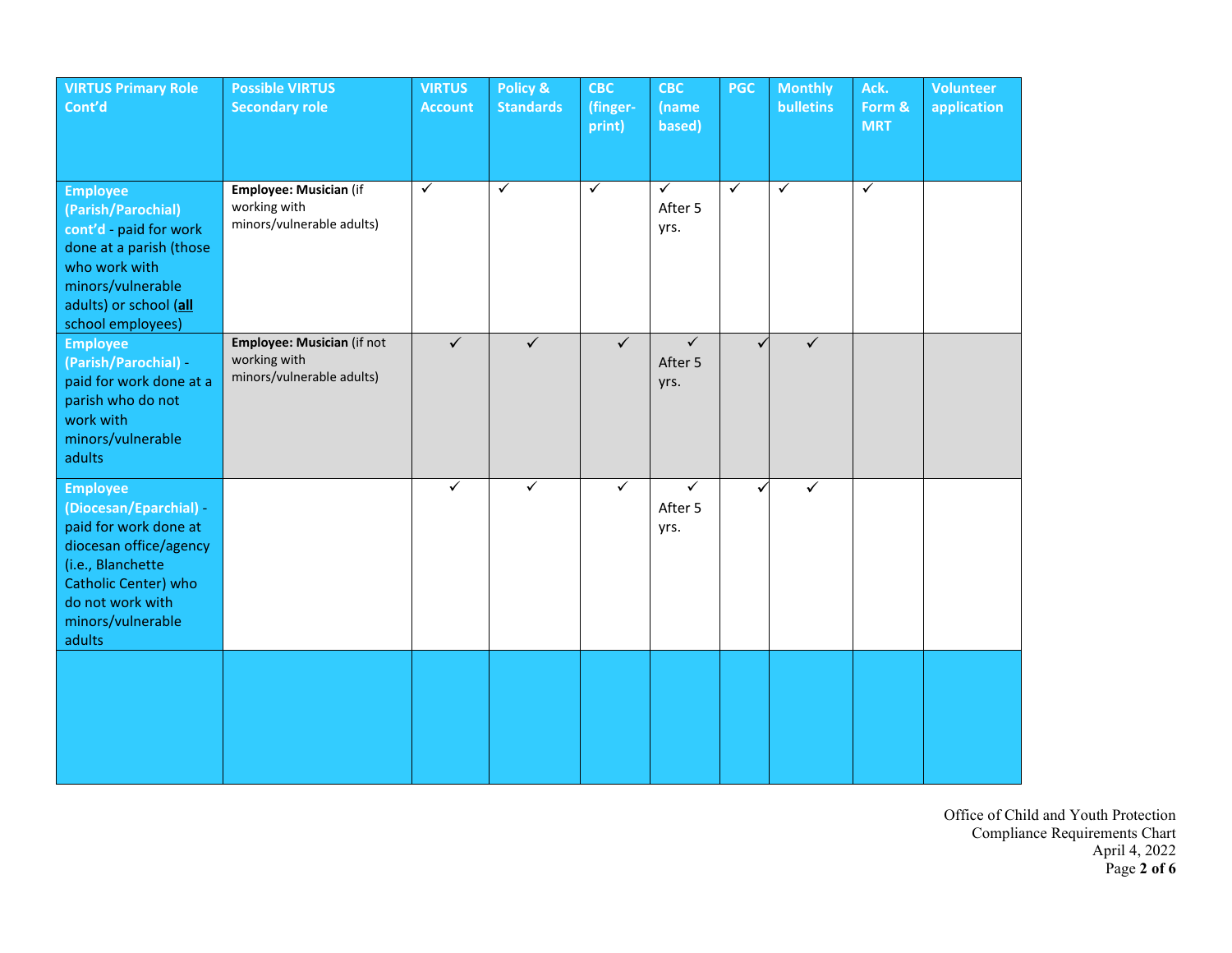| VIRTUS Primary Role Cont'd | Possible VIRTUS Secondary role | VIRTUS Account | Policy & Standards | CBC (finger-print) | CBC (name based) | PGC | Monthly bulletins | Ack. Form & MRT | Volunteer application |
|---|---|---|---|---|---|---|---|---|---|
| **Employee (Parish/Parochial) cont'd** - paid for work done at a parish (those who work with minors/vulnerable adults) or school (**all** school employees) | **Employee: Musician** (if working with minors/vulnerable adults) | ✓ | ✓ | ✓ | ✓ After 5 yrs. | ✓ | ✓ | ✓ | |
| **Employee (Parish/Parochial)** - paid for work done at a parish who do not work with minors/vulnerable adults | **Employee: Musician** (if not working with minors/vulnerable adults) | ✓ | ✓ | ✓ | ✓ After 5 yrs. | ✓ | ✓ | | |
| **Employee (Diocesan/Eparchial)** - paid for work done at diocesan office/agency (i.e., Blanchette Catholic Center) who do not work with minors/vulnerable adults | | ✓ | ✓ | ✓ | ✓ After 5 yrs. | ✓ | ✓ | | |
| | | | | | | | | | |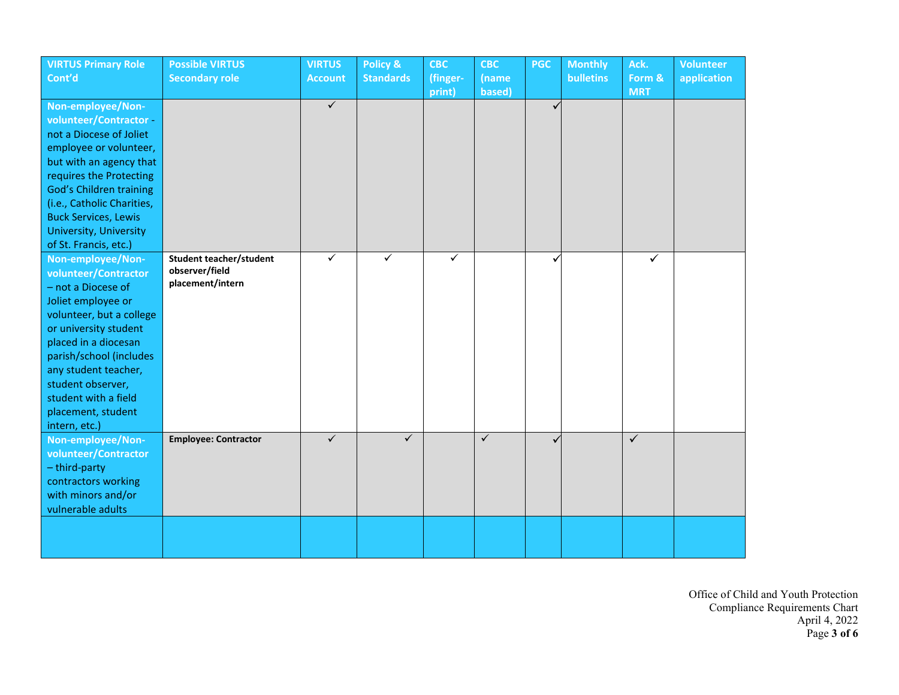| VIRTUS Primary Role Cont'd | Possible VIRTUS Secondary role | VIRTUS Account | Policy & Standards | CBC (finger-print) | CBC (name based) | PGC | Monthly bulletins | Ack. Form & MRT | Volunteer application |
|---|---|---|---|---|---|---|---|---|---|
| **Non-employee/Non-volunteer/Contractor** - not a Diocese of Joliet employee or volunteer, but with an agency that requires the Protecting God's Children training (i.e., Catholic Charities, Buck Services, Lewis University, University of St. Francis, etc.) | | ✓ | | | | ✓ | | | |
| **Non-employee/Non-volunteer/Contractor** – not a Diocese of Joliet employee or volunteer, but a college or university student placed in a diocesan parish/school (includes any student teacher, student observer, student with a field placement, student intern, etc.) | **Student teacher/student observer/field placement/intern** | ✓ | ✓ | ✓ | | ✓ | | ✓ | |
| **Non-employee/Non-volunteer/Contractor** – third-party contractors working with minors and/or vulnerable adults | **Employee: Contractor** | ✓ | ✓ | | ✓ | ✓ | | ✓ | |
| | | | | | | | | | |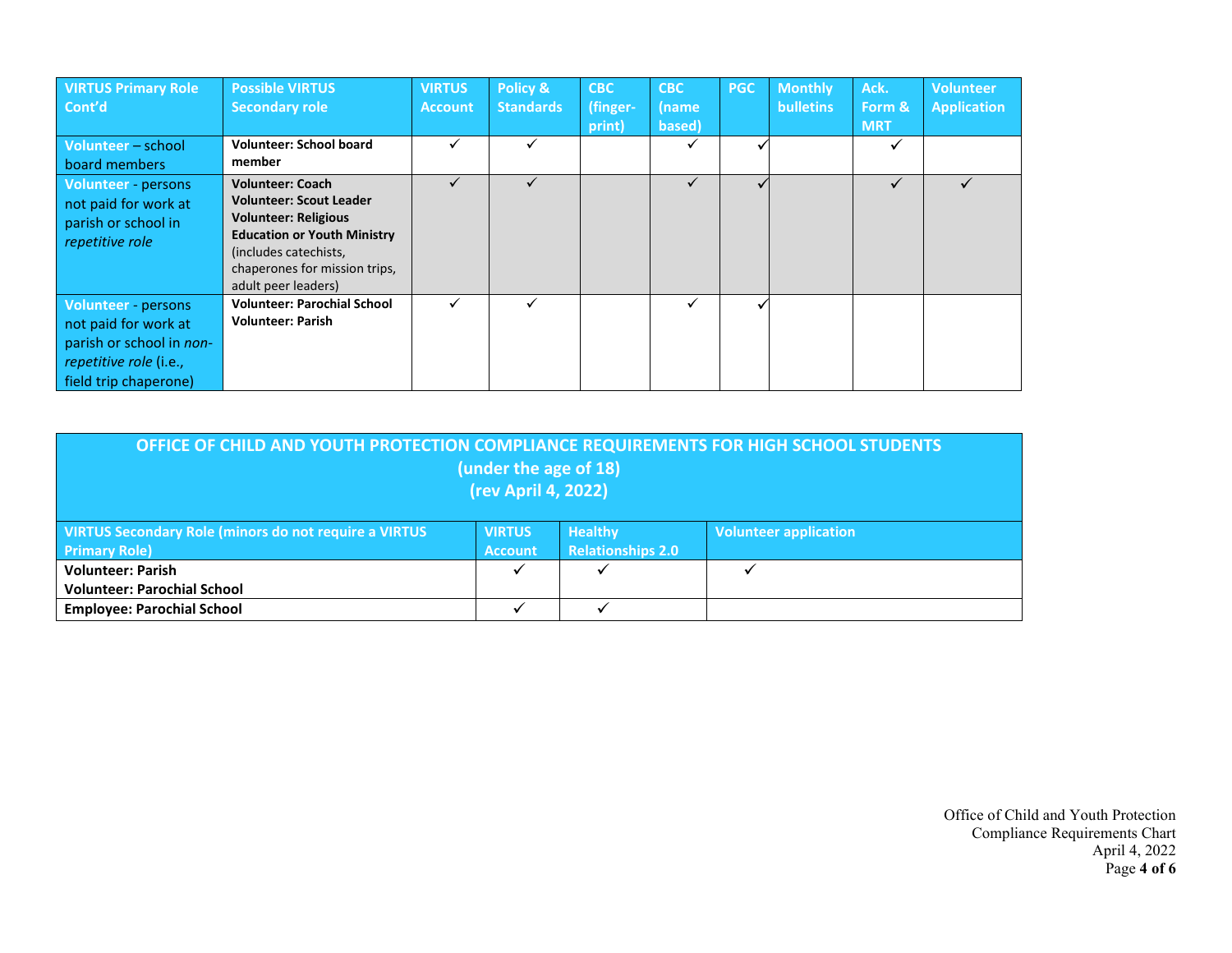| VIRTUS Primary Role Cont'd | Possible VIRTUS Secondary role | VIRTUS Account | Policy & Standards | CBC (finger-print) | CBC (name based) | PGC | Monthly bulletins | Ack. Form & MRT | Volunteer Application |
|---|---|---|---|---|---|---|---|---|---|
| **Volunteer** – school board members | **Volunteer: School board member** | ✓ | ✓ | | ✓ | ✓ | | ✓ | |
| **Volunteer** - persons not paid for work at parish or school in *repetitive role* | **Volunteer: Coach**<br>**Volunteer: Scout Leader**<br>**Volunteer: Religious Education or Youth Ministry** (includes catechists, chaperones for mission trips, adult peer leaders) | ✓ | ✓ | | ✓ | ✓ | | ✓ | ✓ |
| **Volunteer** - persons not paid for work at parish or school in *non-repetitive role* (i.e., field trip chaperone) | **Volunteer: Parochial School**<br>**Volunteer: Parish** | ✓ | ✓ | | ✓ | ✓ | | | |

## OFFICE OF CHILD AND YOUTH PROTECTION COMPLIANCE REQUIREMENTS FOR HIGH SCHOOL STUDENTS (under the age of 18) (rev April 4, 2022)

| VIRTUS Secondary Role (minors do not require a VIRTUS Primary Role) | VIRTUS Account | Healthy Relationships 2.0 | Volunteer application |
|---|---|---|---|
| **Volunteer: Parish**<br>**Volunteer: Parochial School** | ✓ | ✓ | ✓ |
| **Employee: Parochial School** | ✓ | ✓ | |

Office of Child and Youth Protection
Compliance Requirements Chart
April 4, 2022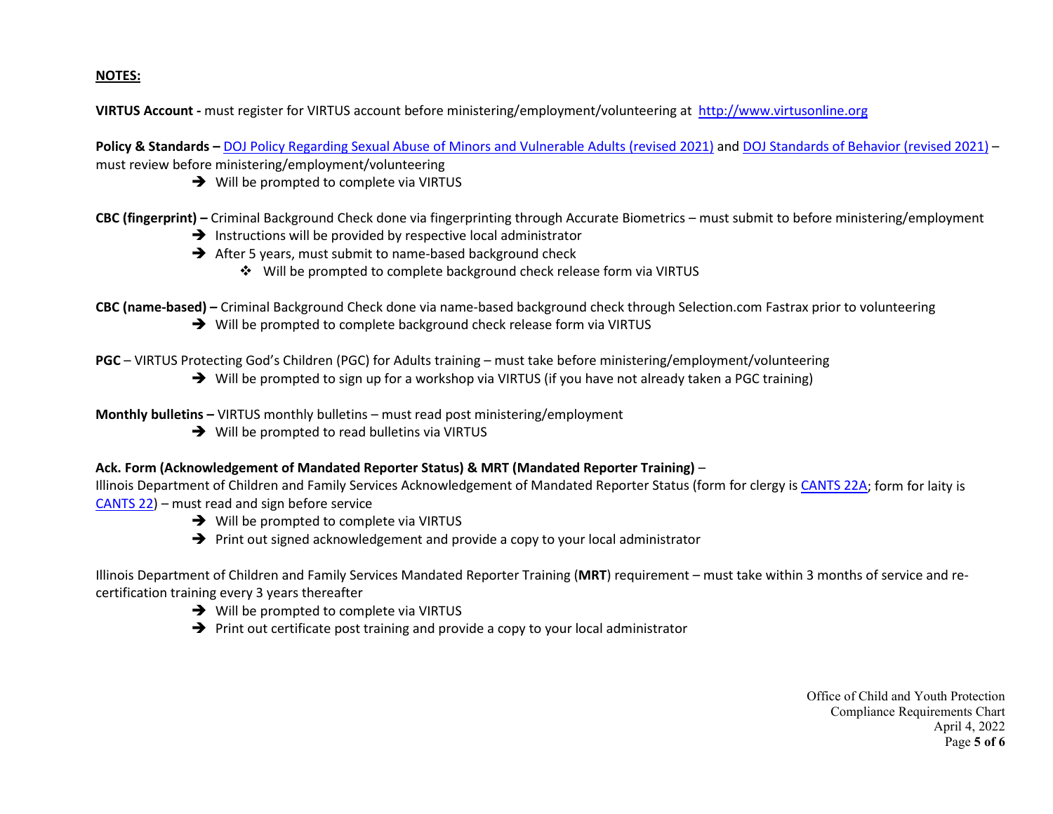**NOTES:**

**VIRTUS Account -** must register for VIRTUS account before ministering/employment/volunteering at http://www.virtusonline.org

**Policy & Standards –** DOJ Policy Regarding Sexual Abuse of Minors and Vulnerable Adults (revised 2021) and DOJ Standards of Behavior (revised 2021) – must review before ministering/employment/volunteering

- ➔ Will be prompted to complete via VIRTUS

**CBC (fingerprint) –** Criminal Background Check done via fingerprinting through Accurate Biometrics – must submit to before ministering/employment

- ➔ Instructions will be provided by respective local administrator
- ➔ After 5 years, must submit to name-based background check
  - ❖ Will be prompted to complete background check release form via VIRTUS

**CBC (name-based) –** Criminal Background Check done via name-based background check through Selection.com Fastrax prior to volunteering

- ➔ Will be prompted to complete background check release form via VIRTUS

**PGC** – VIRTUS Protecting God's Children (PGC) for Adults training – must take before ministering/employment/volunteering

- ➔ Will be prompted to sign up for a workshop via VIRTUS (if you have not already taken a PGC training)

**Monthly bulletins –** VIRTUS monthly bulletins – must read post ministering/employment

- ➔ Will be prompted to read bulletins via VIRTUS

**Ack. Form (Acknowledgement of Mandated Reporter Status) & MRT (Mandated Reporter Training)** –
Illinois Department of Children and Family Services Acknowledgement of Mandated Reporter Status (form for clergy is CANTS 22A; form for laity is CANTS 22) – must read and sign before service

- ➔ Will be prompted to complete via VIRTUS
- ➔ Print out signed acknowledgement and provide a copy to your local administrator

Illinois Department of Children and Family Services Mandated Reporter Training (**MRT**) requirement – must take within 3 months of service and re-certification training every 3 years thereafter

- ➔ Will be prompted to complete via VIRTUS
- ➔ Print out certificate post training and provide a copy to your local administrator

Office of Child and Youth Protection
Compliance Requirements Chart
April 4, 2022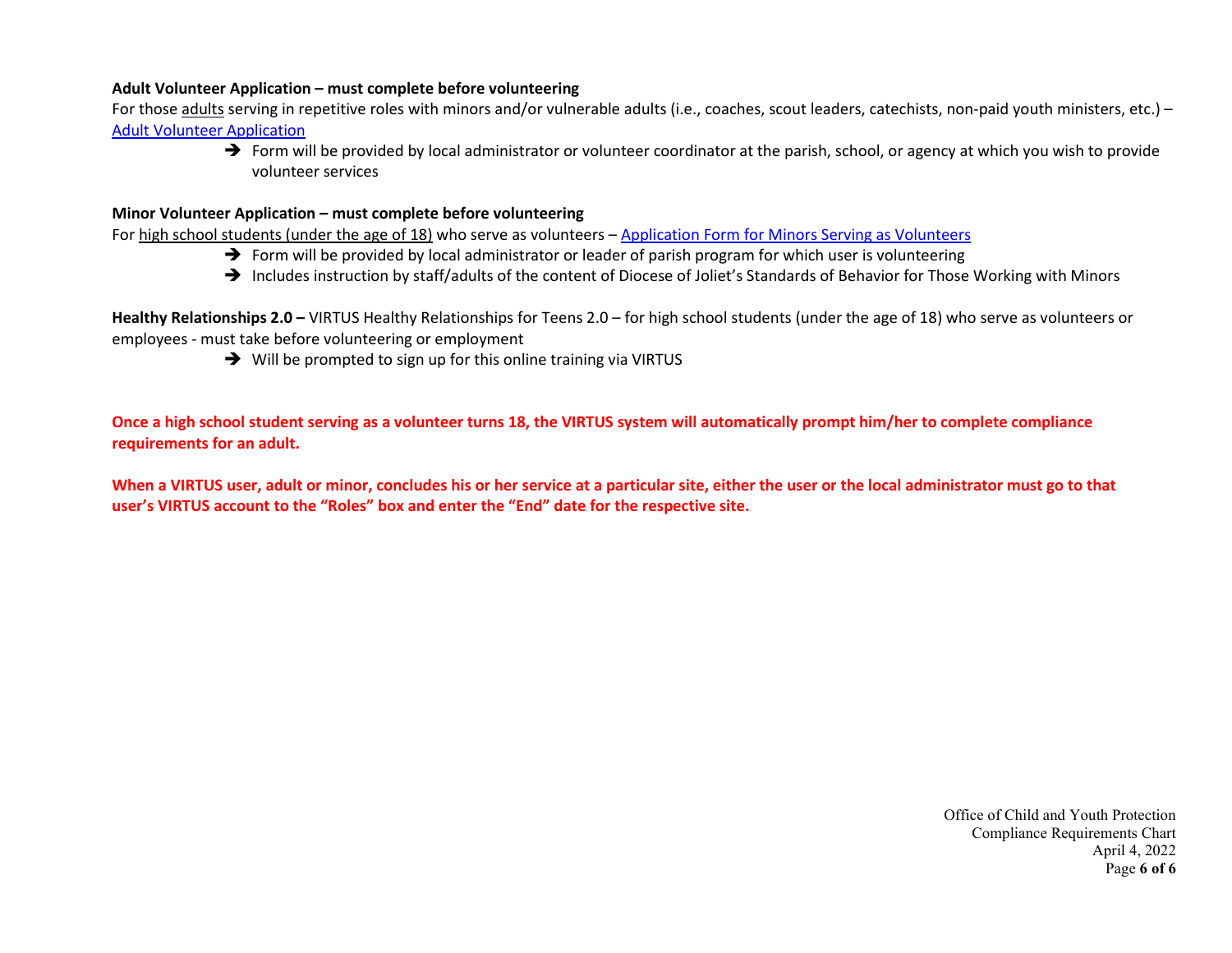**Adult Volunteer Application – must complete before volunteering**

For those adults serving in repetitive roles with minors and/or vulnerable adults (i.e., coaches, scout leaders, catechists, non-paid youth ministers, etc.) – Adult Volunteer Application

- ➔ Form will be provided by local administrator or volunteer coordinator at the parish, school, or agency at which you wish to provide volunteer services

**Minor Volunteer Application – must complete before volunteering**

For high school students (under the age of 18) who serve as volunteers – Application Form for Minors Serving as Volunteers

- ➔ Form will be provided by local administrator or leader of parish program for which user is volunteering
- ➔ Includes instruction by staff/adults of the content of Diocese of Joliet's Standards of Behavior for Those Working with Minors

**Healthy Relationships 2.0 –** VIRTUS Healthy Relationships for Teens 2.0 – for high school students (under the age of 18) who serve as volunteers or employees - must take before volunteering or employment

- ➔ Will be prompted to sign up for this online training via VIRTUS

**Once a high school student serving as a volunteer turns 18, the VIRTUS system will automatically prompt him/her to complete compliance requirements for an adult.**

**When a VIRTUS user, adult or minor, concludes his or her service at a particular site, either the user or the local administrator must go to that user's VIRTUS account to the "Roles" box and enter the "End" date for the respective site.**